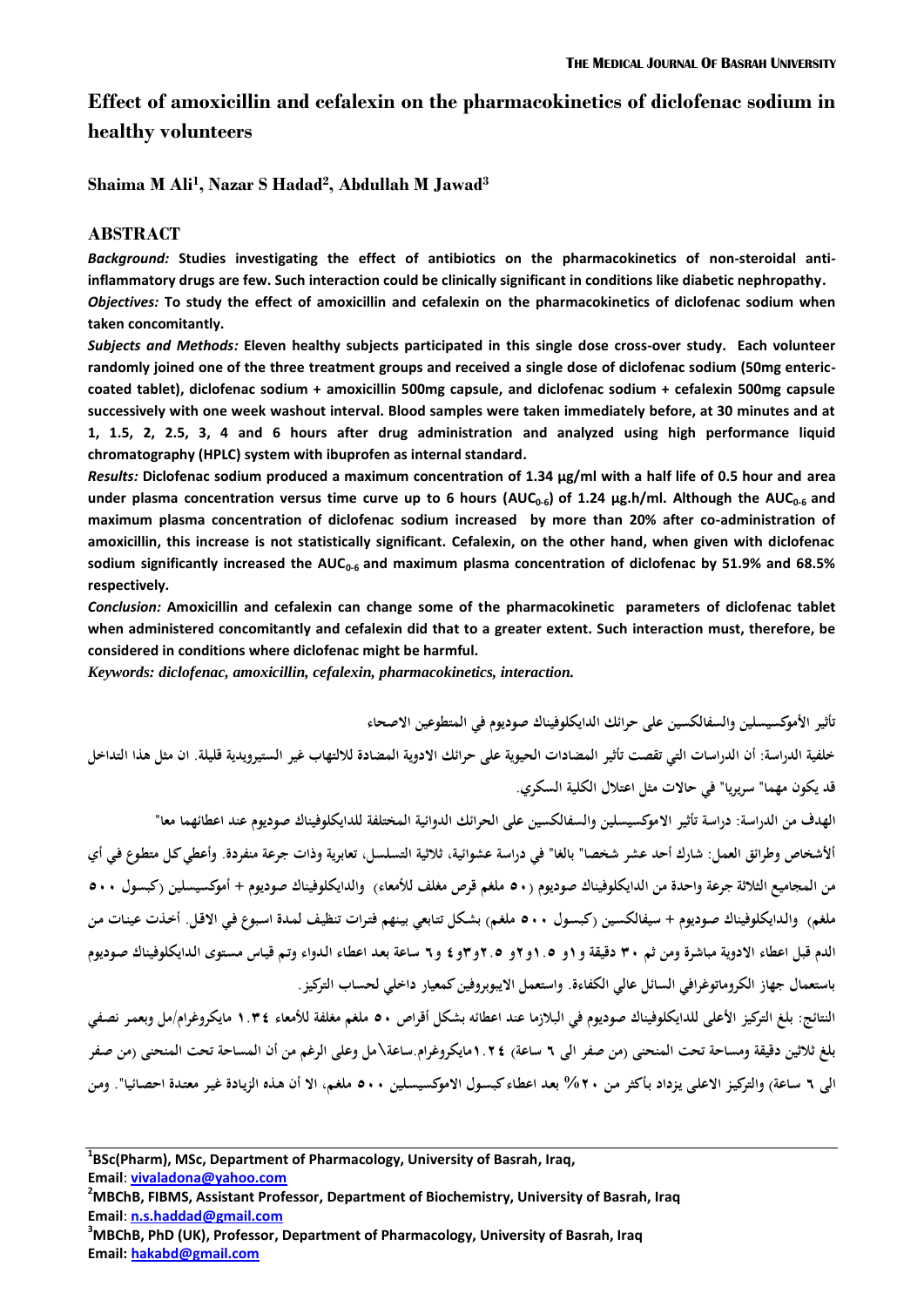# Effect of amoxicillin and cefalexin on the pharmacokinetics of diclofenac sodium in healthy volunteers

**Shaima M Ali[1], Nazar S Hadad[2], Abdullah M Jawad[3]**

## ABSTRACT

***Background:*** **Studies investigating the effect of antibiotics on the pharmacokinetics of non-steroidal anti-inflammatory drugs are few. Such interaction could be clinically significant in conditions like diabetic nephropathy.**

***Objectives:*** **To study the effect of amoxicillin and cefalexin on the pharmacokinetics of diclofenac sodium when taken concomitantly.**

***Subjects and Methods:*** **Eleven healthy subjects participated in this single dose cross-over study. Each volunteer randomly joined one of the three treatment groups and received a single dose of diclofenac sodium (50mg enteric-coated tablet), diclofenac sodium + amoxicillin 500mg capsule, and diclofenac sodium + cefalexin 500mg capsule successively with one week washout interval. Blood samples were taken immediately before, at 30 minutes and at 1, 1.5, 2, 2.5, 3, 4 and 6 hours after drug administration and analyzed using high performance liquid chromatography (HPLC) system with ibuprofen as internal standard.**

***Results:*** **Diclofenac sodium produced a maximum concentration of 1.34 µg/ml with a half life of 0.5 hour and area under plasma concentration versus time curve up to 6 hours ($AUC_{0-6}$) of 1.24 µg.h/ml. Although the $AUC_{0-6}$ and maximum plasma concentration of diclofenac sodium increased by more than 20% after co-administration of amoxicillin, this increase is not statistically significant. Cefalexin, on the other hand, when given with diclofenac sodium significantly increased the $AUC_{0-6}$ and maximum plasma concentration of diclofenac by 51.9% and 68.5% respectively.**

***Conclusion:*** **Amoxicillin and cefalexin can change some of the pharmacokinetic parameters of diclofenac tablet when administered concomitantly and cefalexin did that to a greater extent. Such interaction must, therefore, be considered in conditions where diclofenac might be harmful.**

***Keywords: diclofenac, amoxicillin, cefalexin, pharmacokinetics, interaction.***

**تأثير الأموكسيسلين والسفالكسين على حرائك الدايكلوفيناك صوديوم في المتطوعين الاصحاء**

**خلفية الدراسة: أن الدراسات التي تقصت تأثير المضادات الحيوية على حرائك الادوية المضادة للالتهاب غير الستيرويدية قليلة. ان مثل هذا التداخل قد يكون مهما" سريريا" في حالات مثل اعتلال الكلية السكري.**

**الهدف من الدراسة: دراسة تأثير الاموكسيسلين والسفالكسين على الحرائك الدوائية المختلفة للدايكلوفيناك صوديوم عند اعطائهما معا"**

**ألأشخاص وطرائق العمل: شارك أحد عشر شخصا" بالغا" في دراسة عشوائية، ثلاثية التسلسل، تعابرية وذات جرعة منفردة. وأعطي كل متطوع في أي من المجاميع الثلاثة جرعة واحدة من الدايكلوفيناك صوديوم (٥٠ ملغم قرص مغلف للأمعاء) والدايكلوفيناك صوديوم + أموكسيسلين (كبسول ٥٠٠ ملغم) والدايكلوفيناك صوديوم + سيفالكسين (كبسول ٥٠٠ ملغم) بشكل تتابعي بينهم فترات تنظيف لمدة اسبوع في الاقل. أخذت عينات من الدم قبل اعطاء الادوية مباشرة ومن ثم ٣٠ دقيقة و١ و ١.٥و٢و ٢.٥و٣و٤ و٦ ساعة بعد اعطاء الدواء وتم قياس مستوى الدايكلوفيناك صوديوم باستعمال جهاز الكروماتوغرافي السائل عالي الكفاءة. واستعمل الايبوبروفين كمعيار داخلي لحساب التركيز.**

**النتائج: بلغ التركيز الأعلى للدايكلوفيناك صوديوم في البلازما عند اعطائه بشكل أقراص ٥٠ ملغم مغلفة للأمعاء ١.٣٤ مايكروغرام/مل وبعمر نصفي بلغ ثلاثين دقيقة ومساحة تحت المنحنى (من صفر الى ٦ ساعة) ١.٢٤مايكروغرام.ساعة\مل وعلى الرغم من أن المساحة تحت المنحنى (من صفر الى ٦ ساعة) والتركيز الاعلى يزداد بأكثر من ٢٠% بعد اعطاء كبسول الاموكسيسلين ٥٠٠ ملغم، الا أن هذه الزيادة غير معتدة احصائيا". ومن**

---

[1] **BSc(Pharm), MSc, Department of Pharmacology, University of Basrah, Iraq, Email**: **vivaladona@yahoo.com**

[2] **MBChB, FIBMS, Assistant Professor, Department of Biochemistry, University of Basrah, Iraq Email**: **n.s.haddad@gmail.com**

[3] **MBChB, PhD (UK), Professor, Department of Pharmacology, University of Basrah, Iraq Email: hakabd@gmail.com**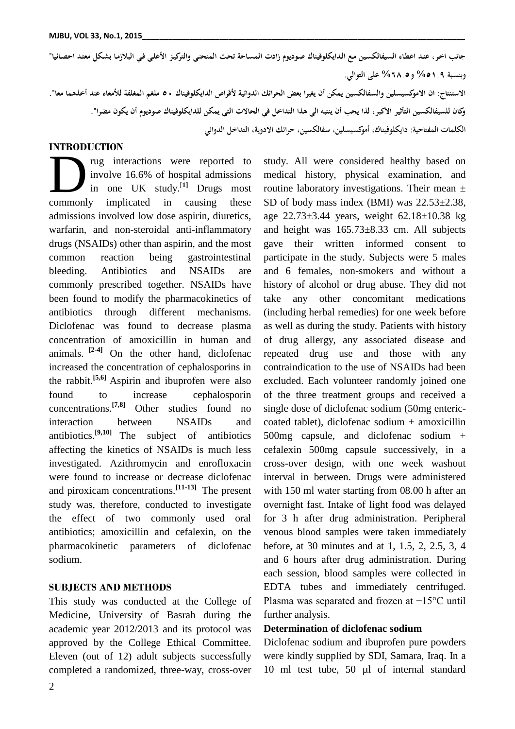جانب اخر، عند اعطاء السيفالكسين مع الدايكلوفيناك صوديوم زادت المساحة تحت المنحنى والتركيز الأعلى في البلازما بشكل معتد احصائيا" وبنسبة ٥١.٩% و٦٨.٥% على التوالي.

الاستنتاج: ان الاموكسيسلين والسفالكسين يمكن أن يغيرا بعض الحرائك الدوائية لأقراص الدايكلوفيناك ٥٠ ملغم المغلفة للأمعاء عند أخذهما معا".

وكان للسيفالكسين التأثير الاكبر، لذا يجب أن ينتبه الى هذا التداخل في الحالات التي يمكن للدايكلوفيناك صوديوم أن يكون مضرا".

الكلمات المفتاحية: دايكلوفيناك، أموكسيسلين، سفالكسين، حرائك الادوية، التداخل الدوائي

## INTRODUCTION

Drug interactions were reported to involve 16.6% of hospital admissions in one UK study.[1] Drugs most commonly implicated in causing these admissions involved low dose aspirin, diuretics, warfarin, and non-steroidal anti-inflammatory drugs (NSAIDs) other than aspirin, and the most common reaction being gastrointestinal bleeding. Antibiotics and NSAIDs are commonly prescribed together. NSAIDs have been found to modify the pharmacokinetics of antibiotics through different mechanisms. Diclofenac was found to decrease plasma concentration of amoxicillin in human and animals. [2-4] On the other hand, diclofenac increased the concentration of cephalosporins in the rabbit.[5,6] Aspirin and ibuprofen were also found to increase cephalosporin concentrations.[7,8] Other studies found no interaction between NSAIDs and antibiotics.[9,10] The subject of antibiotics affecting the kinetics of NSAIDs is much less investigated. Azithromycin and enrofloxacin were found to increase or decrease diclofenac and piroxicam concentrations.[11-13] The present study was, therefore, conducted to investigate the effect of two commonly used oral antibiotics; amoxicillin and cefalexin, on the pharmacokinetic parameters of diclofenac sodium.

## SUBJECTS AND METHODS

This study was conducted at the College of Medicine, University of Basrah during the academic year 2012/2013 and its protocol was approved by the College Ethical Committee. Eleven (out of 12) adult subjects successfully completed a randomized, three-way, cross-over study. All were considered healthy based on medical history, physical examination, and routine laboratory investigations. Their mean ± SD of body mass index (BMI) was 22.53±2.38, age 22.73±3.44 years, weight 62.18±10.38 kg and height was 165.73±8.33 cm. All subjects gave their written informed consent to participate in the study. Subjects were 5 males and 6 females, non-smokers and without a history of alcohol or drug abuse. They did not take any other concomitant medications (including herbal remedies) for one week before as well as during the study. Patients with history of drug allergy, any associated disease and repeated drug use and those with any contraindication to the use of NSAIDs had been excluded. Each volunteer randomly joined one of the three treatment groups and received a single dose of diclofenac sodium (50mg enteric-coated tablet), diclofenac sodium + amoxicillin 500mg capsule, and diclofenac sodium + cefalexin 500mg capsule successively, in a cross-over design, with one week washout interval in between. Drugs were administered with 150 ml water starting from 08.00 h after an overnight fast. Intake of light food was delayed for 3 h after drug administration. Peripheral venous blood samples were taken immediately before, at 30 minutes and at 1, 1.5, 2, 2.5, 3, 4 and 6 hours after drug administration. During each session, blood samples were collected in EDTA tubes and immediately centrifuged. Plasma was separated and frozen at −15°C until further analysis.

### Determination of diclofenac sodium

Diclofenac sodium and ibuprofen pure powders were kindly supplied by SDI, Samara, Iraq. In a 10 ml test tube, 50 µl of internal standard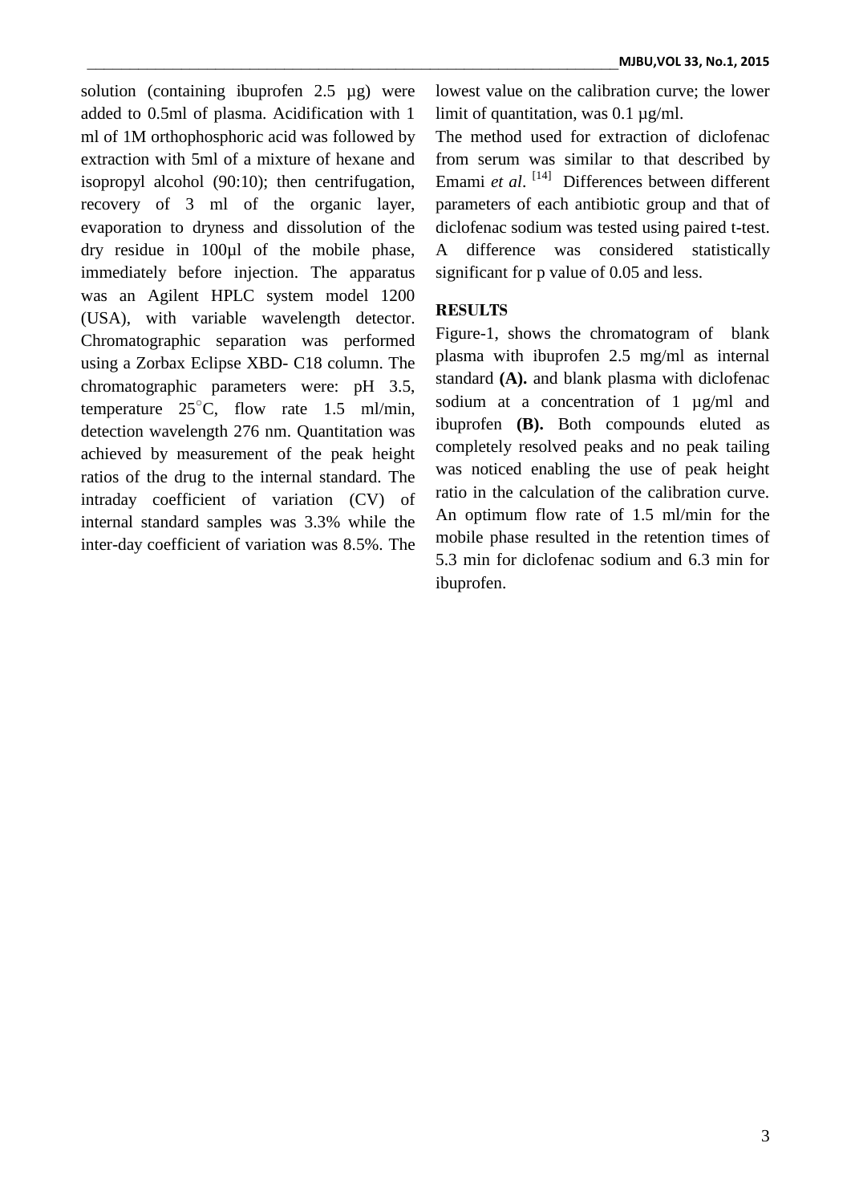solution (containing ibuprofen 2.5 µg) were added to 0.5ml of plasma. Acidification with 1 ml of 1M orthophosphoric acid was followed by extraction with 5ml of a mixture of hexane and isopropyl alcohol (90:10); then centrifugation, recovery of 3 ml of the organic layer, evaporation to dryness and dissolution of the dry residue in 100µl of the mobile phase, immediately before injection. The apparatus was an Agilent HPLC system model 1200 (USA), with variable wavelength detector. Chromatographic separation was performed using a Zorbax Eclipse XBD- C18 column. The chromatographic parameters were: pH 3.5, temperature 25°C, flow rate 1.5 ml/min, detection wavelength 276 nm. Quantitation was achieved by measurement of the peak height ratios of the drug to the internal standard. The intraday coefficient of variation (CV) of internal standard samples was 3.3% while the inter-day coefficient of variation was 8.5%. The lowest value on the calibration curve; the lower limit of quantitation, was 0.1 µg/ml.

The method used for extraction of diclofenac from serum was similar to that described by Emami *et al*. [14] Differences between different parameters of each antibiotic group and that of diclofenac sodium was tested using paired t-test. A difference was considered statistically significant for p value of 0.05 and less.

**RESULTS**

Figure-1, shows the chromatogram of blank plasma with ibuprofen 2.5 mg/ml as internal standard **(A).** and blank plasma with diclofenac sodium at a concentration of 1 µg/ml and ibuprofen **(B).** Both compounds eluted as completely resolved peaks and no peak tailing was noticed enabling the use of peak height ratio in the calculation of the calibration curve. An optimum flow rate of 1.5 ml/min for the mobile phase resulted in the retention times of 5.3 min for diclofenac sodium and 6.3 min for ibuprofen.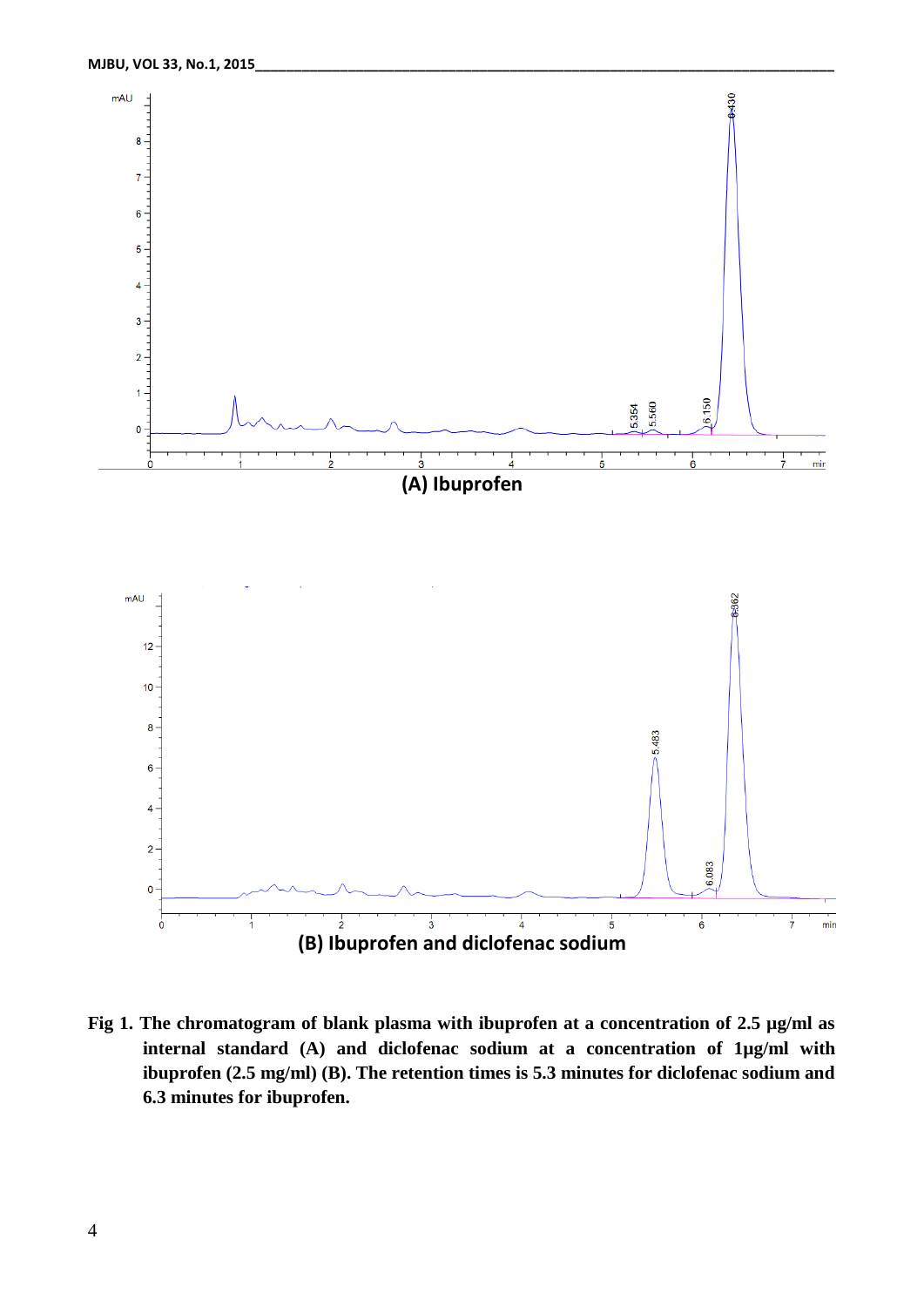(A) Ibuprofen

(B) Ibuprofen and diclofenac sodium

**Fig 1. The chromatogram of blank plasma with ibuprofen at a concentration of 2.5 µg/ml as internal standard (A) and diclofenac sodium at a concentration of 1µg/ml with ibuprofen (2.5 mg/ml) (B). The retention times is 5.3 minutes for diclofenac sodium and 6.3 minutes for ibuprofen.**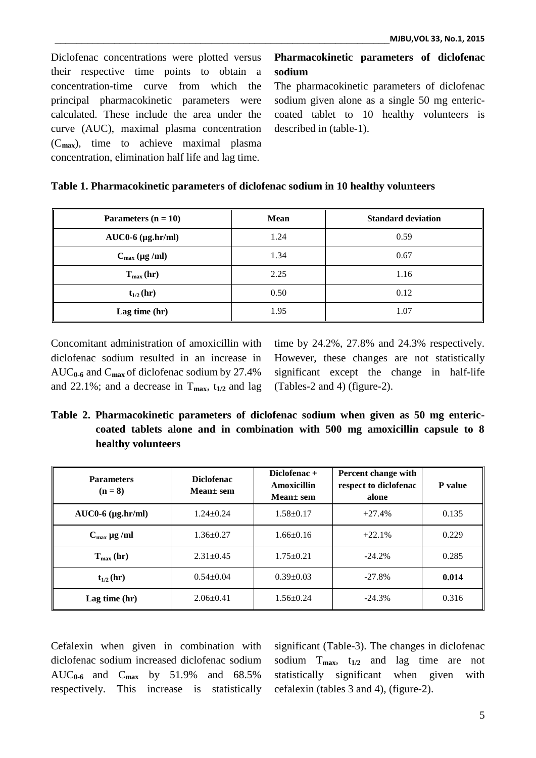Diclofenac concentrations were plotted versus their respective time points to obtain a concentration-time curve from which the principal pharmacokinetic parameters were calculated. These include the area under the curve (AUC), maximal plasma concentration ($C_{max}$), time to achieve maximal plasma concentration, elimination half life and lag time.

**Pharmacokinetic parameters of diclofenac sodium**

The pharmacokinetic parameters of diclofenac sodium given alone as a single 50 mg enteric-coated tablet to 10 healthy volunteers is described in (table-1).

**Table 1. Pharmacokinetic parameters of diclofenac sodium in 10 healthy volunteers**

| Parameters (n = 10) | Mean | Standard deviation |
|---|---|---|
| AUC0-6 (μg.hr/ml) | 1.24 | 0.59 |
| $C_{max}$ (μg /ml) | 1.34 | 0.67 |
| $T_{max}$ (hr) | 2.25 | 1.16 |
| $t_{1/2}$ (hr) | 0.50 | 0.12 |
| Lag time (hr) | 1.95 | 1.07 |

Concomitant administration of amoxicillin with diclofenac sodium resulted in an increase in $AUC_{0-6}$ and $C_{max}$ of diclofenac sodium by 27.4% and 22.1%; and a decrease in $T_{max}$, $t_{1/2}$ and lag time by 24.2%, 27.8% and 24.3% respectively. However, these changes are not statistically significant except the change in half-life (Tables-2 and 4) (figure-2).

**Table 2. Pharmacokinetic parameters of diclofenac sodium when given as 50 mg enteric-coated tablets alone and in combination with 500 mg amoxicillin capsule to 8 healthy volunteers**

| Parameters (n = 8) | Diclofenac Mean± sem | Diclofenac + Amoxicillin Mean± sem | Percent change with respect to diclofenac alone | P value |
|---|---|---|---|---|
| AUC0-6 (μg.hr/ml) | 1.24±0.24 | 1.58±0.17 | +27.4% | 0.135 |
| $C_{max}$ μg /ml | 1.36±0.27 | 1.66±0.16 | +22.1% | 0.229 |
| $T_{max}$ (hr) | 2.31±0.45 | 1.75±0.21 | -24.2% | 0.285 |
| $t_{1/2}$ (hr) | 0.54±0.04 | 0.39±0.03 | -27.8% | **0.014** |
| Lag time (hr) | 2.06±0.41 | 1.56±0.24 | -24.3% | 0.316 |

Cefalexin when given in combination with diclofenac sodium increased diclofenac sodium $AUC_{0-6}$ and $C_{max}$ by 51.9% and 68.5% respectively. This increase is statistically significant (Table-3). The changes in diclofenac sodium $T_{max}$, $t_{1/2}$ and lag time are not statistically significant when given with cefalexin (tables 3 and 4), (figure-2).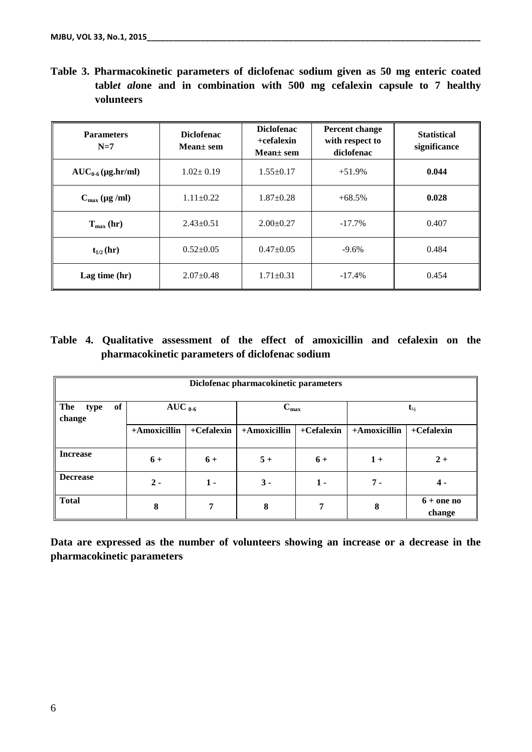**Table 3. Pharmacokinetic parameters of diclofenac sodium given as 50 mg enteric coated tablet alone and in combination with 500 mg cefalexin capsule to 7 healthy volunteers**

| Parameters N=7 | Diclofenac Mean± sem | Diclofenac +cefalexin Mean± sem | Percent change with respect to diclofenac | Statistical significance |
|---|---|---|---|---|
| $AUC_{0-6}$ (μg.hr/ml) | 1.02± 0.19 | 1.55±0.17 | +51.9% | **0.044** |
| $C_{max}$ (μg /ml) | 1.11±0.22 | 1.87±0.28 | +68.5% | **0.028** |
| $T_{max}$ (hr) | 2.43±0.51 | 2.00±0.27 | -17.7% | 0.407 |
| $t_{1/2}$ (hr) | 0.52±0.05 | 0.47±0.05 | -9.6% | 0.484 |
| Lag time (hr) | 2.07±0.48 | 1.71±0.31 | -17.4% | 0.454 |

**Table 4. Qualitative assessment of the effect of amoxicillin and cefalexin on the pharmacokinetic parameters of diclofenac sodium**

| Diclofenac pharmacokinetic parameters | | | | | | |
|---|---|---|---|---|---|---|
| **The type of change** | **$AUC_{0-6}$** | | **$C_{max}$** | | **$t_{½}$** | |
| | **+Amoxicillin** | **+Cefalexin** | **+Amoxicillin** | **+Cefalexin** | **+Amoxicillin** | **+Cefalexin** |
| **Increase** | **6 +** | **6 +** | **5 +** | **6 +** | **1 +** | **2 +** |
| **Decrease** | **2 -** | **1 -** | **3 -** | **1 -** | **7 -** | **4 -** |
| **Total** | **8** | **7** | **8** | **7** | **8** | **6 + one no change** |

**Data are expressed as the number of volunteers showing an increase or a decrease in the pharmacokinetic parameters**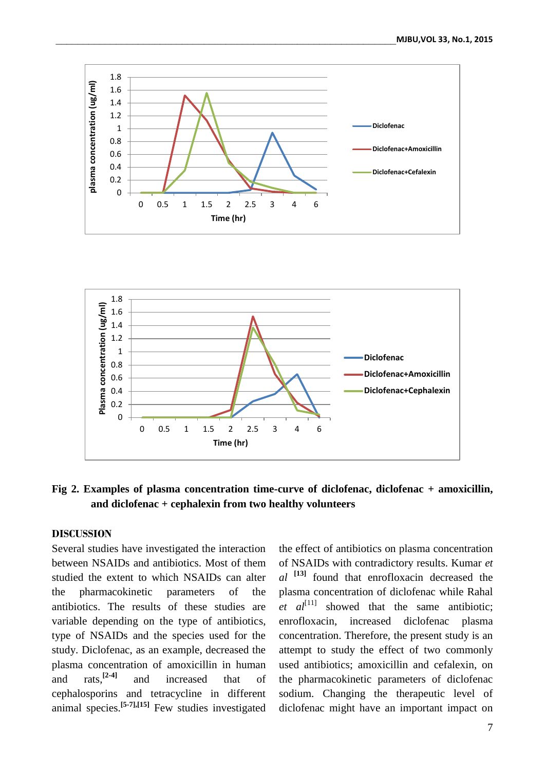**Fig 2. Examples of plasma concentration time-curve of diclofenac, diclofenac + amoxicillin, and diclofenac + cephalexin from two healthy volunteers**

## DISCUSSION

Several studies have investigated the interaction between NSAIDs and antibiotics. Most of them studied the extent to which NSAIDs can alter the pharmacokinetic parameters of the antibiotics. The results of these studies are variable depending on the type of antibiotics, type of NSAIDs and the species used for the study. Diclofenac, as an example, decreased the plasma concentration of amoxicillin in human and rats,[2-4] and increased that of cephalosporins and tetracycline in different animal species.[5-7],[15] Few studies investigated the effect of antibiotics on plasma concentration of NSAIDs with contradictory results. Kumar *et al* [13] found that enrofloxacin decreased the plasma concentration of diclofenac while Rahal *et al*[11] showed that the same antibiotic; enrofloxacin, increased diclofenac plasma concentration. Therefore, the present study is an attempt to study the effect of two commonly used antibiotics; amoxicillin and cefalexin, on the pharmacokinetic parameters of diclofenac sodium. Changing the therapeutic level of diclofenac might have an important impact on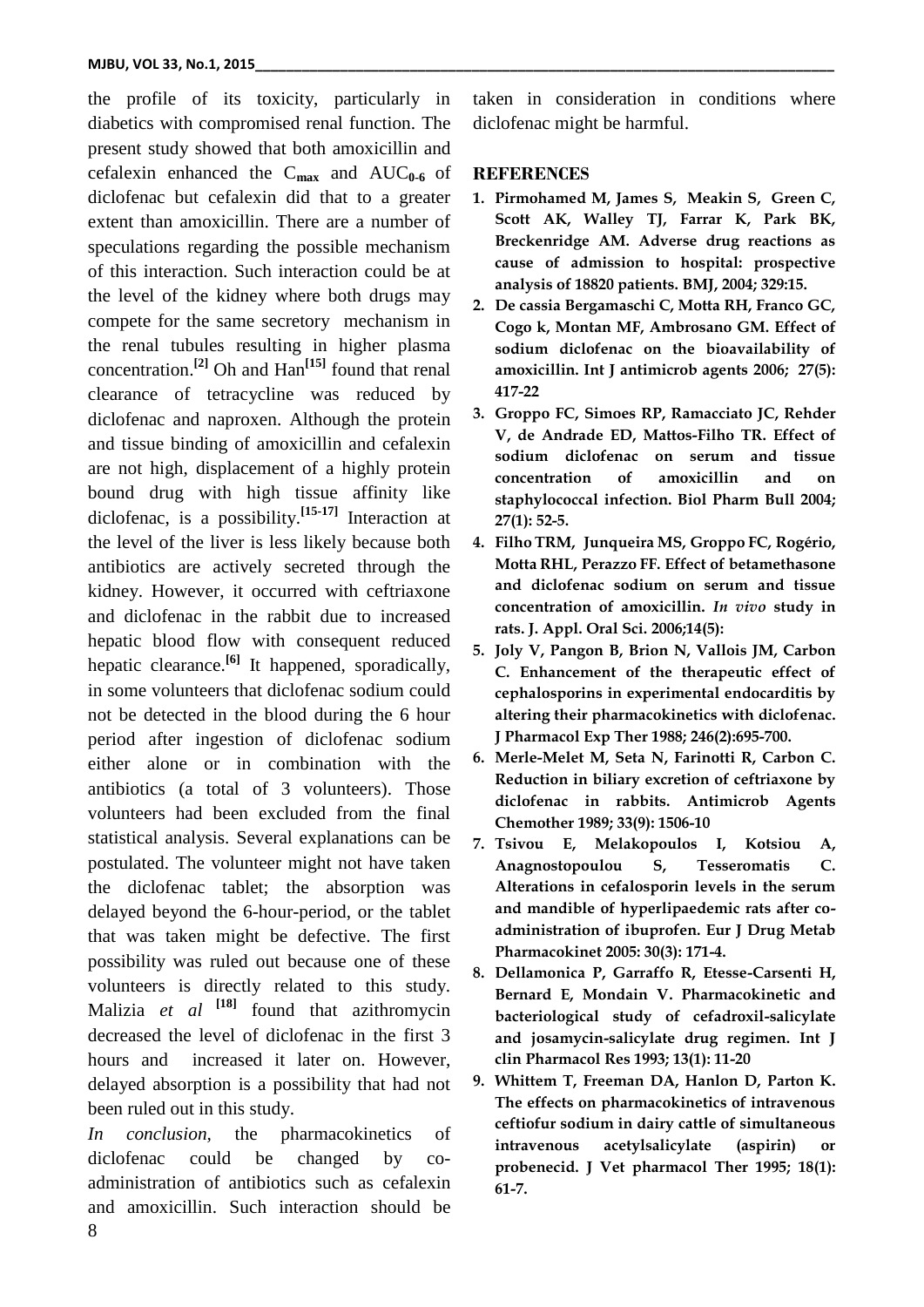the profile of its toxicity, particularly in diabetics with compromised renal function. The present study showed that both amoxicillin and cefalexin enhanced the $C_{max}$ and $AUC_{0-6}$ of diclofenac but cefalexin did that to a greater extent than amoxicillin. There are a number of speculations regarding the possible mechanism of this interaction. Such interaction could be at the level of the kidney where both drugs may compete for the same secretory mechanism in the renal tubules resulting in higher plasma concentration.[2] Oh and Han[15] found that renal clearance of tetracycline was reduced by diclofenac and naproxen. Although the protein and tissue binding of amoxicillin and cefalexin are not high, displacement of a highly protein bound drug with high tissue affinity like diclofenac, is a possibility.[15-17] Interaction at the level of the liver is less likely because both antibiotics are actively secreted through the kidney. However, it occurred with ceftriaxone and diclofenac in the rabbit due to increased hepatic blood flow with consequent reduced hepatic clearance.[6] It happened, sporadically, in some volunteers that diclofenac sodium could not be detected in the blood during the 6 hour period after ingestion of diclofenac sodium either alone or in combination with the antibiotics (a total of 3 volunteers). Those volunteers had been excluded from the final statistical analysis. Several explanations can be postulated. The volunteer might not have taken the diclofenac tablet; the absorption was delayed beyond the 6-hour-period, or the tablet that was taken might be defective. The first possibility was ruled out because one of these volunteers is directly related to this study. Malizia *et al* [18] found that azithromycin decreased the level of diclofenac in the first 3 hours and increased it later on. However, delayed absorption is a possibility that had not been ruled out in this study.

*In conclusion*, the pharmacokinetics of diclofenac could be changed by co-administration of antibiotics such as cefalexin and amoxicillin. Such interaction should be taken in consideration in conditions where diclofenac might be harmful.

## REFERENCES

1. **Pirmohamed M, James S, Meakin S, Green C, Scott AK, Walley TJ, Farrar K, Park BK, Breckenridge AM. Adverse drug reactions as cause of admission to hospital: prospective analysis of 18820 patients. BMJ, 2004; 329:15.**
2. **De cassia Bergamaschi C, Motta RH, Franco GC, Cogo k, Montan MF, Ambrosano GM. Effect of sodium diclofenac on the bioavailability of amoxicillin. Int J antimicrob agents 2006; 27(5): 417-22**
3. **Groppo FC, Simoes RP, Ramacciato JC, Rehder V, de Andrade ED, Mattos-Filho TR. Effect of sodium diclofenac on serum and tissue concentration of amoxicillin and on staphylococcal infection. Biol Pharm Bull 2004; 27(1): 52-5.**
4. **Filho TRM, Junqueira MS, Groppo FC, Rogério, Motta RHL, Perazzo FF. Effect of betamethasone and diclofenac sodium on serum and tissue concentration of amoxicillin. *In vivo* study in rats. J. Appl. Oral Sci. 2006;14(5):**
5. **Joly V, Pangon B, Brion N, Vallois JM, Carbon C. Enhancement of the therapeutic effect of cephalosporins in experimental endocarditis by altering their pharmacokinetics with diclofenac. J Pharmacol Exp Ther 1988; 246(2):695-700.**
6. **Merle-Melet M, Seta N, Farinotti R, Carbon C. Reduction in biliary excretion of ceftriaxone by diclofenac in rabbits. Antimicrob Agents Chemother 1989; 33(9): 1506-10**
7. **Tsivou E, Melakopoulos I, Kotsiou A, Anagnostopoulou S, Tesseromatis C. Alterations in cefalosporin levels in the serum and mandible of hyperlipaedemic rats after co-administration of ibuprofen. Eur J Drug Metab Pharmacokinet 2005: 30(3): 171-4.**
8. **Dellamonica P, Garraffo R, Etesse-Carsenti H, Bernard E, Mondain V. Pharmacokinetic and bacteriological study of cefadroxil-salicylate and josamycin-salicylate drug regimen. Int J clin Pharmacol Res 1993; 13(1): 11-20**
9. **Whittem T, Freeman DA, Hanlon D, Parton K. The effects on pharmacokinetics of intravenous ceftiofur sodium in dairy cattle of simultaneous intravenous acetylsalicylate (aspirin) or probenecid. J Vet pharmacol Ther 1995; 18(1): 61-7.**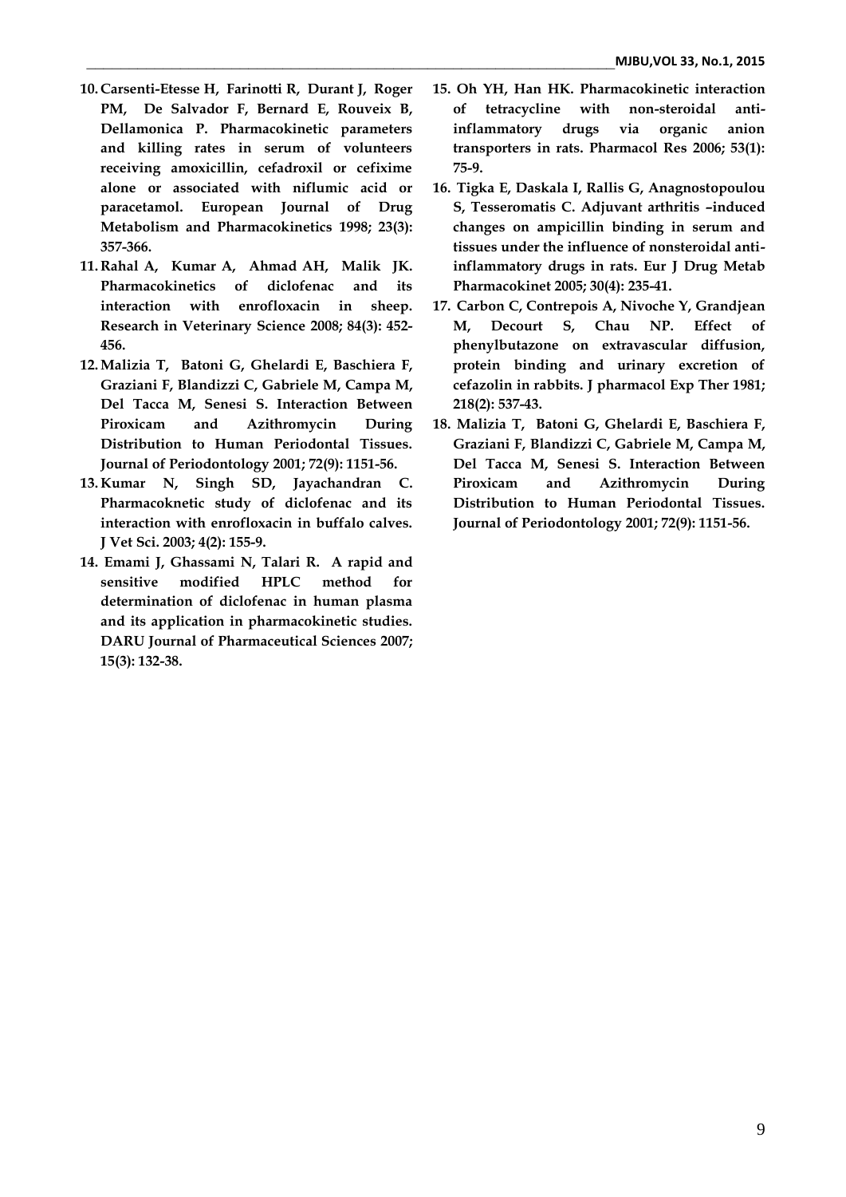10. **Carsenti-Etesse H, Farinotti R, Durant J, Roger PM, De Salvador F, Bernard E, Rouveix B, Dellamonica P. Pharmacokinetic parameters and killing rates in serum of volunteers receiving amoxicillin, cefadroxil or cefixime alone or associated with niflumic acid or paracetamol. European Journal of Drug Metabolism and Pharmacokinetics 1998; 23(3): 357-366.**
11. **Rahal A, Kumar A, Ahmad AH, Malik JK. Pharmacokinetics of diclofenac and its interaction with enrofloxacin in sheep. Research in Veterinary Science 2008; 84(3): 452-456.**
12. **Malizia T, Batoni G, Ghelardi E, Baschiera F, Graziani F, Blandizzi C, Gabriele M, Campa M, Del Tacca M, Senesi S. Interaction Between Piroxicam and Azithromycin During Distribution to Human Periodontal Tissues. Journal of Periodontology 2001; 72(9): 1151-56.**
13. **Kumar N, Singh SD, Jayachandran C. Pharmacoknetic study of diclofenac and its interaction with enrofloxacin in buffalo calves. J Vet Sci. 2003; 4(2): 155-9.**
14. **Emami J, Ghassami N, Talari R. A rapid and sensitive modified HPLC method for determination of diclofenac in human plasma and its application in pharmacokinetic studies. DARU Journal of Pharmaceutical Sciences 2007; 15(3): 132-38.**
15. **Oh YH, Han HK. Pharmacokinetic interaction of tetracycline with non-steroidal anti-inflammatory drugs via organic anion transporters in rats. Pharmacol Res 2006; 53(1): 75-9.**
16. **Tigka E, Daskala I, Rallis G, Anagnostopoulou S, Tesseromatis C. Adjuvant arthritis –induced changes on ampicillin binding in serum and tissues under the influence of nonsteroidal anti-inflammatory drugs in rats. Eur J Drug Metab Pharmacokinet 2005; 30(4): 235-41.**
17. **Carbon C, Contrepois A, Nivoche Y, Grandjean M, Decourt S, Chau NP. Effect of phenylbutazone on extravascular diffusion, protein binding and urinary excretion of cefazolin in rabbits. J pharmacol Exp Ther 1981; 218(2): 537-43.**
18. **Malizia T, Batoni G, Ghelardi E, Baschiera F, Graziani F, Blandizzi C, Gabriele M, Campa M, Del Tacca M, Senesi S. Interaction Between Piroxicam and Azithromycin During Distribution to Human Periodontal Tissues. Journal of Periodontology 2001; 72(9): 1151-56.**